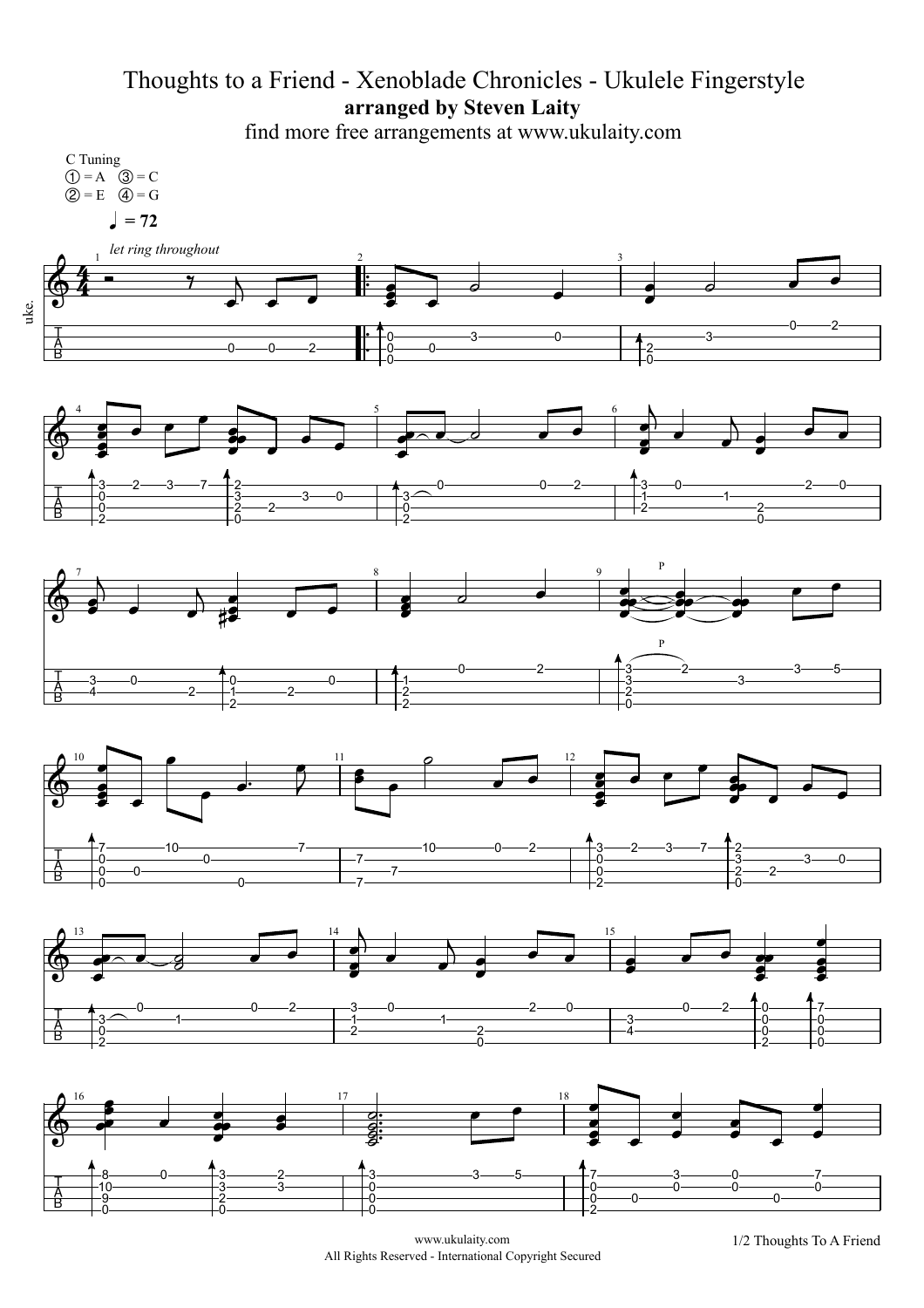# Thoughts to a Friend - Xenoblade Chronicles - Ukulele Fingerstyle

**arranged by Steven Laity**

find more free arrangements at www.ukulaity.com

C Tuning
① = A ③ = C
② = E ④ = G

♩ = 72

*let ring throughout*

www.ukulaity.com
All Rights Reserved - International Copyright Secured